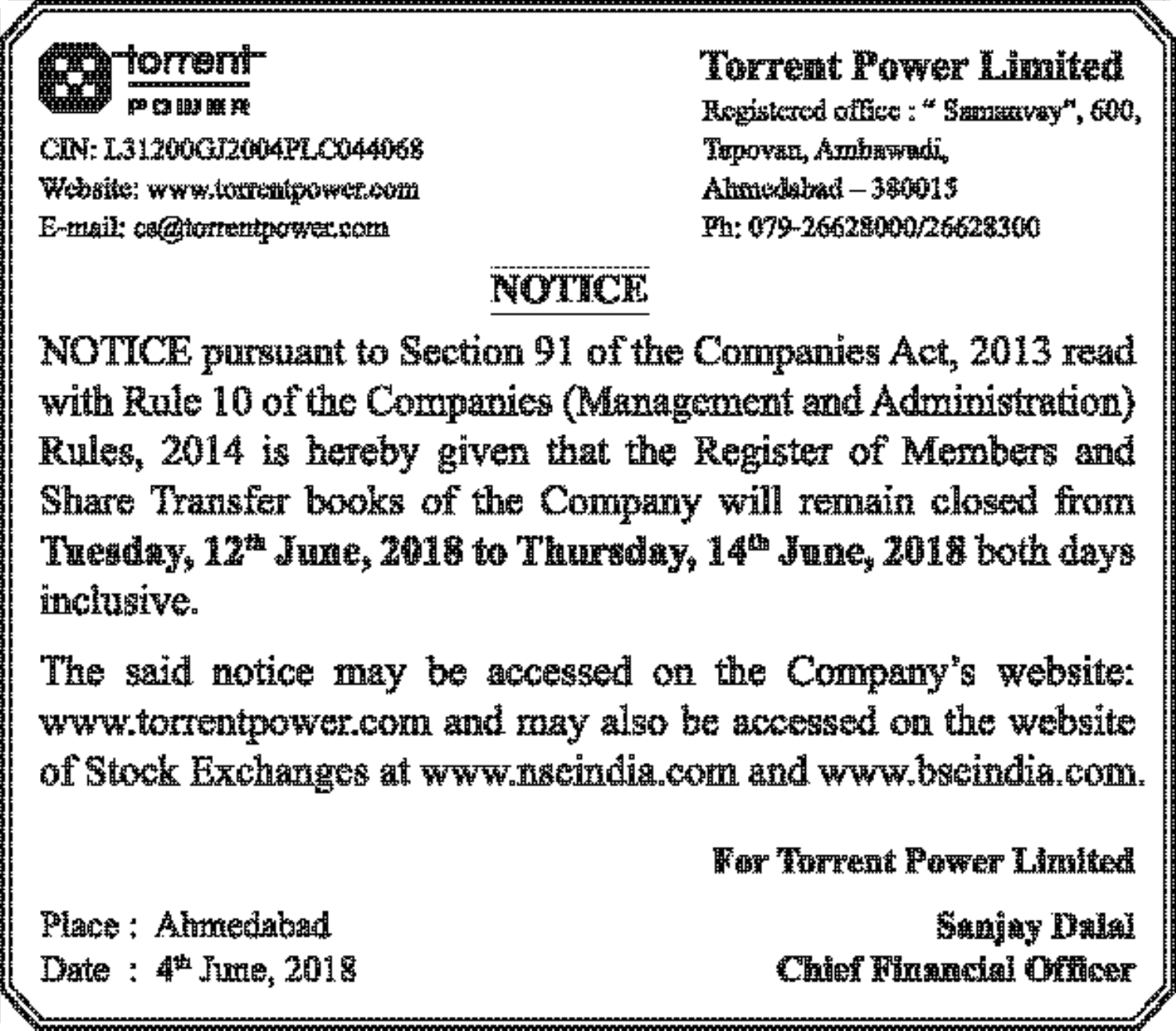torrent POWER

CIN: L31200GJ2004PLC044068
Website: www.torrentpower.com
E-mail: cs@torrentpower.com

**Torrent Power Limited**
Registered office : " Samanvay", 600,
Tapovan, Ambawadi,
Ahmedabad – 380015
Ph: 079-26628000/26628300

# NOTICE

NOTICE pursuant to Section 91 of the Companies Act, 2013 read with Rule 10 of the Companies (Management and Administration) Rules, 2014 is hereby given that the Register of Members and Share Transfer books of the Company will remain closed from **Tuesday, 12th June, 2018 to Thursday, 14th June, 2018** both days inclusive.

The said notice may be accessed on the Company's website: www.torrentpower.com and may also be accessed on the website of Stock Exchanges at www.nseindia.com and www.bseindia.com.

**For Torrent Power Limited**

Place : Ahmedabad
Date : 4th June, 2018

**Sanjay Dalal**
**Chief Financial Officer**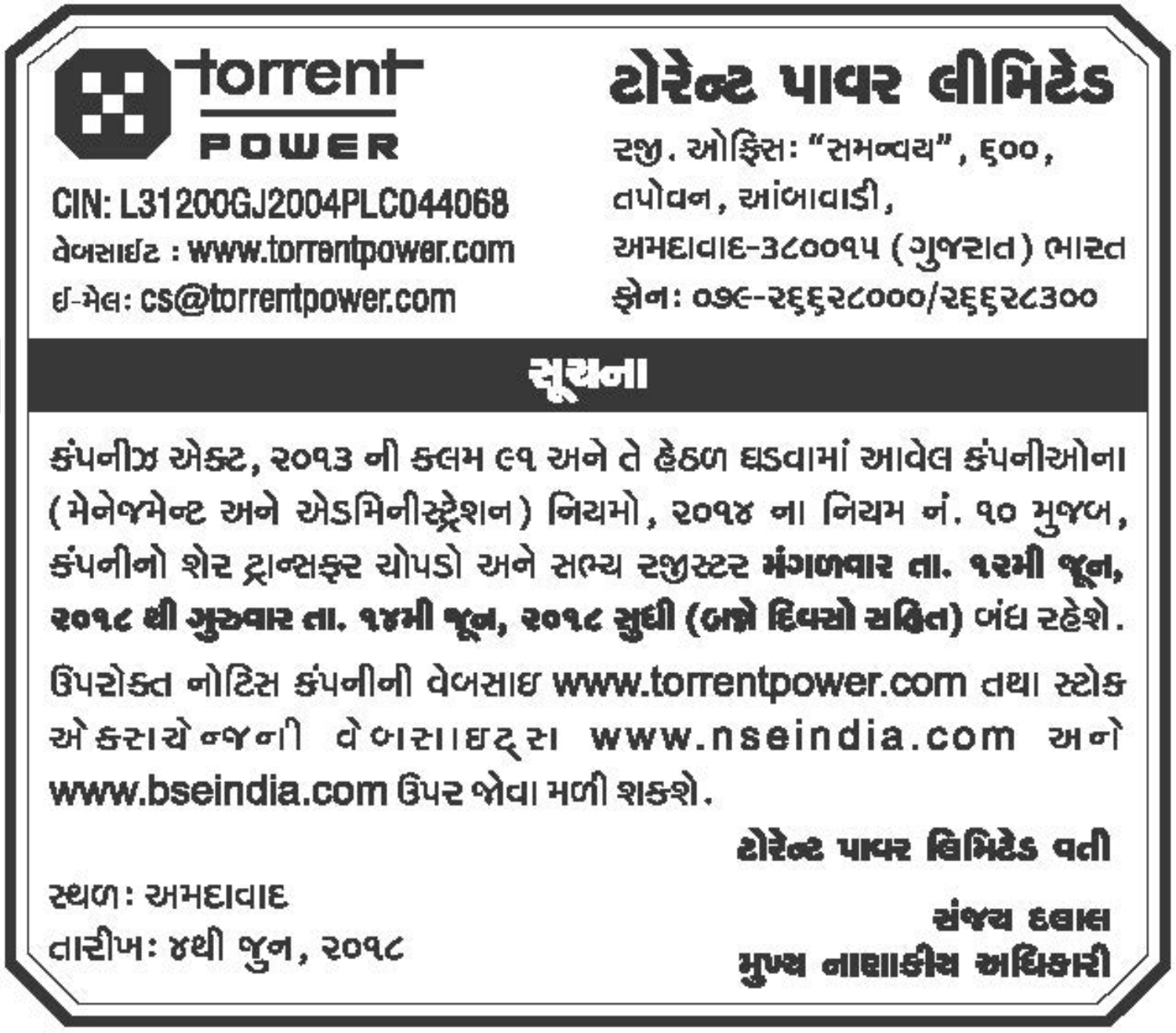torrent POWER

CIN: L31200GJ2004PLC044068

વેબસાઇટ : www.torrentpower.com

ઈ-મેલ: cs@torrentpower.com

# ટોરેન્ટ પાવર લીમિટેડ

રજી. ઓફિસ: "સમન્વય", ૬૦૦, તપોવન, આંબાવાડી, અમદાવાદ-૩૮૦૦૧૫ (ગુજરાત) ભારત

ફોન: ૦૭૯-૨૬૬૨૮૦૦૦/૨૬૬૨૮૩૦૦

## સૂચના

કંપનીઝ એક્ટ, ૨૦૧૩ ની કલમ ૯૧ અને તે હેઠળ ઘડવામાં આવેલ કંપનીઓના (મેનેજમેન્ટ અને એડમિનીસ્ટ્રેશન) નિયમો, ૨૦૧૪ ના નિયમ નં. ૧૦ મુજબ, કંપનીનો શેર ટ્રાન્સફર ચોપડો અને સભ્ય રજીસ્ટર **મંગળવાર તા. ૧૨મી જૂન, ૨૦૧૮ થી ગુરુવાર તા. ૧૪મી જૂન, ૨૦૧૮ સુધી (બન્ને દિવસો સહિત)** બંધ રહેશે.

ઉપરોક્ત નોટિસ કંપનીની વેબસાઇ www.torrentpower.com તથા સ્ટોક એક્સચેન્જની વેબસાઇટ્સ www.nseindia.com અને www.bseindia.com ઉપર જોવા મળી શકશે.

**ટોરેન્ટ પાવર લિમિટેડ વતી**

સ્થળ: અમદાવાદ

તારીખ: ૪થી જુન, ૨૦૧૮

**સંજય દલાલ**

**મુખ્ય નાણાકીય અધિકારી**